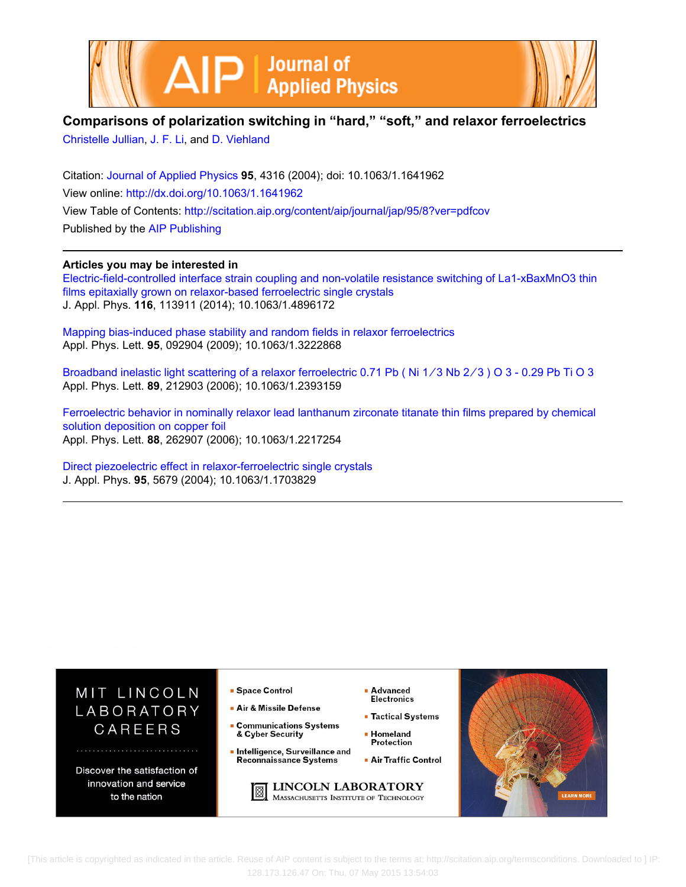# Comparisons of polarization switching in "hard," "soft," and relaxor ferroelectrics

Christelle Jullian, J. F. Li, and D. Viehland

Citation: Journal of Applied Physics **95**, 4316 (2004); doi: 10.1063/1.1641962

View online: http://dx.doi.org/10.1063/1.1641962

View Table of Contents: http://scitation.aip.org/content/aip/journal/jap/95/8?ver=pdfcov

Published by the AIP Publishing

---

## Articles you may be interested in

Electric-field-controlled interface strain coupling and non-volatile resistance switching of La1-xBaxMnO3 thin films epitaxially grown on relaxor-based ferroelectric single crystals
J. Appl. Phys. **116**, 113911 (2014); 10.1063/1.4896172

Mapping bias-induced phase stability and random fields in relaxor ferroelectrics
Appl. Phys. Lett. **95**, 092904 (2009); 10.1063/1.3222868

Broadband inelastic light scattering of a relaxor ferroelectric 0.71 Pb ( Ni 1 ∕ 3 Nb 2 ∕ 3 ) O 3 - 0.29 Pb Ti O 3
Appl. Phys. Lett. **89**, 212903 (2006); 10.1063/1.2393159

Ferroelectric behavior in nominally relaxor lead lanthanum zirconate titanate thin films prepared by chemical solution deposition on copper foil
Appl. Phys. Lett. **88**, 262907 (2006); 10.1063/1.2217254

Direct piezoelectric effect in relaxor-ferroelectric single crystals
J. Appl. Phys. **95**, 5679 (2004); 10.1063/1.1703829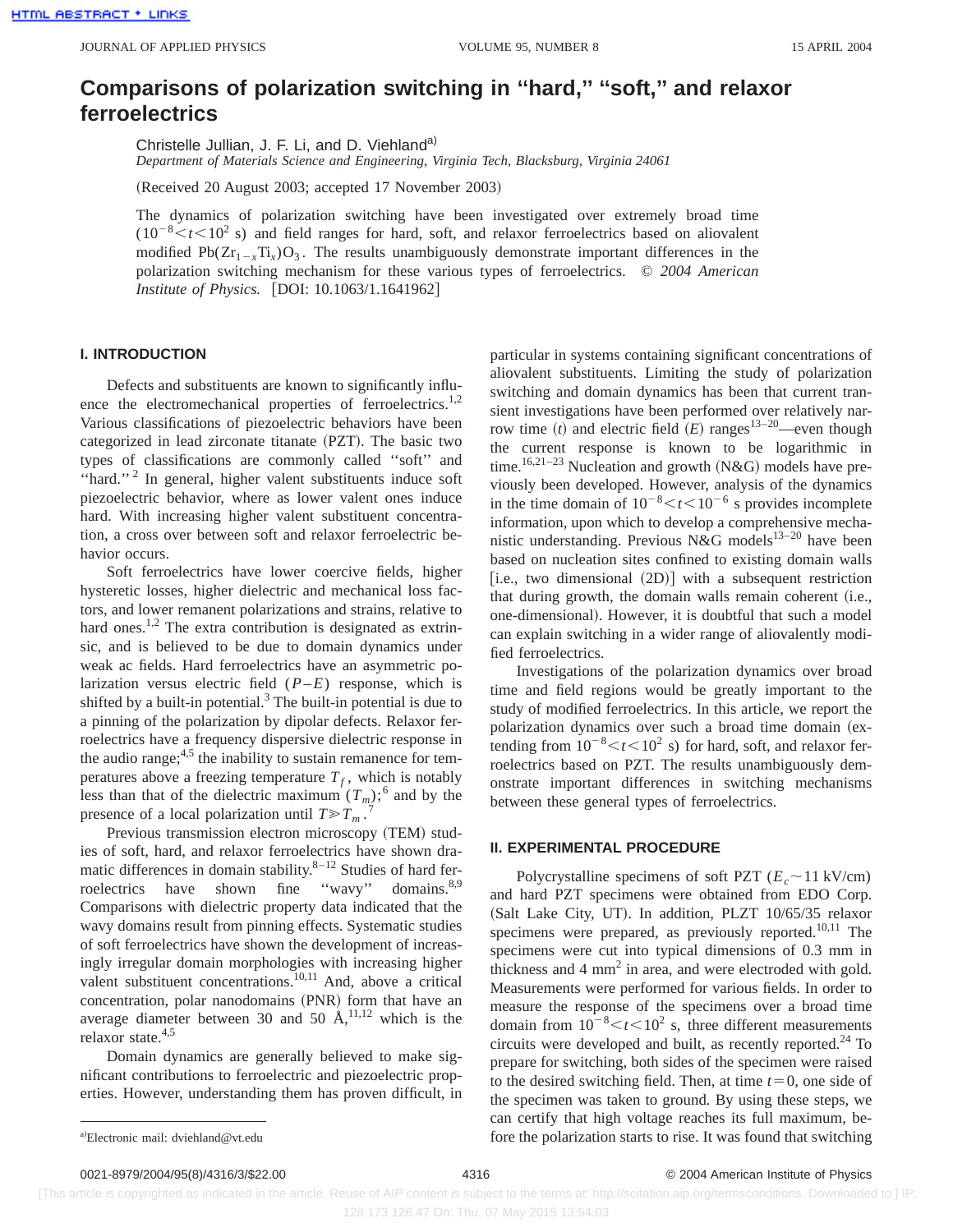# Comparisons of polarization switching in "hard," "soft," and relaxor ferroelectrics

Christelle Jullian, J. F. Li, and D. Viehland[a]

*Department of Materials Science and Engineering, Virginia Tech, Blacksburg, Virginia 24061*

(Received 20 August 2003; accepted 17 November 2003)

The dynamics of polarization switching have been investigated over extremely broad time ($10^{-8}<t<10^{2}$ s) and field ranges for hard, soft, and relaxor ferroelectrics based on aliovalent modified $Pb(Zr_{1-x}Ti_x)O_3$. The results unambiguously demonstrate important differences in the polarization switching mechanism for these various types of ferroelectrics. © *2004 American Institute of Physics.* [DOI: 10.1063/1.1641962]

## I. INTRODUCTION

Defects and substituents are known to significantly influence the electromechanical properties of ferroelectrics.[1,2] Various classifications of piezoelectric behaviors have been categorized in lead zirconate titanate (PZT). The basic two types of classifications are commonly called "soft" and "hard."[2] In general, higher valent substituents induce soft piezoelectric behavior, where as lower valent ones induce hard. With increasing higher valent substituent concentration, a cross over between soft and relaxor ferroelectric behavior occurs.

Soft ferroelectrics have lower coercive fields, higher hysteretic losses, higher dielectric and mechanical loss factors, and lower remanent polarizations and strains, relative to hard ones.[1,2] The extra contribution is designated as extrinsic, and is believed to be due to domain dynamics under weak ac fields. Hard ferroelectrics have an asymmetric polarization versus electric field ($P$–$E$) response, which is shifted by a built-in potential.[3] The built-in potential is due to a pinning of the polarization by dipolar defects. Relaxor ferroelectrics have a frequency dispersive dielectric response in the audio range;[4,5] the inability to sustain remanence for temperatures above a freezing temperature $T_f$, which is notably less than that of the dielectric maximum ($T_m$);[6] and by the presence of a local polarization until $T \gg T_m$.[7]

Previous transmission electron microscopy (TEM) studies of soft, hard, and relaxor ferroelectrics have shown dramatic differences in domain stability.[8–12] Studies of hard ferroelectrics have shown fine "wavy" domains.[8,9] Comparisons with dielectric property data indicated that the wavy domains result from pinning effects. Systematic studies of soft ferroelectrics have shown the development of increasingly irregular domain morphologies with increasing higher valent substituent concentrations.[10,11] And, above a critical concentration, polar nanodomains (PNR) form that have an average diameter between 30 and 50 Å,[11,12] which is the relaxor state.[4,5]

Domain dynamics are generally believed to make significant contributions to ferroelectric and piezoelectric properties. However, understanding them has proven difficult, in particular in systems containing significant concentrations of aliovalent substituents. Limiting the study of polarization switching and domain dynamics has been that current transient investigations have been performed over relatively narrow time ($t$) and electric field ($E$) ranges[13–20]—even though the current response is known to be logarithmic in time.[16,21–23] Nucleation and growth (N&G) models have previously been developed. However, analysis of the dynamics in the time domain of $10^{-8}<t<10^{-6}$ s provides incomplete information, upon which to develop a comprehensive mechanistic understanding. Previous N&G models[13–20] have been based on nucleation sites confined to existing domain walls [i.e., two dimensional (2D)] with a subsequent restriction that during growth, the domain walls remain coherent (i.e., one-dimensional). However, it is doubtful that such a model can explain switching in a wider range of aliovalently modified ferroelectrics.

Investigations of the polarization dynamics over broad time and field regions would be greatly important to the study of modified ferroelectrics. In this article, we report the polarization dynamics over such a broad time domain (extending from $10^{-8}<t<10^{2}$ s) for hard, soft, and relaxor ferroelectrics based on PZT. The results unambiguously demonstrate important differences in switching mechanisms between these general types of ferroelectrics.

## II. EXPERIMENTAL PROCEDURE

Polycrystalline specimens of soft PZT ($E_c \sim 11$ kV/cm) and hard PZT specimens were obtained from EDO Corp. (Salt Lake City, UT). In addition, PLZT 10/65/35 relaxor specimens were prepared, as previously reported.[10,11] The specimens were cut into typical dimensions of 0.3 mm in thickness and 4 mm$^2$ in area, and were electroded with gold. Measurements were performed for various fields. In order to measure the response of the specimens over a broad time domain from $10^{-8}<t<10^{2}$ s, three different measurements circuits were developed and built, as recently reported.[24] To prepare for switching, both sides of the specimen were raised to the desired switching field. Then, at time $t=0$, one side of the specimen was taken to ground. By using these steps, we can certify that high voltage reaches its full maximum, before the polarization starts to rise. It was found that switching

[a]Electronic mail: dviehland@vt.edu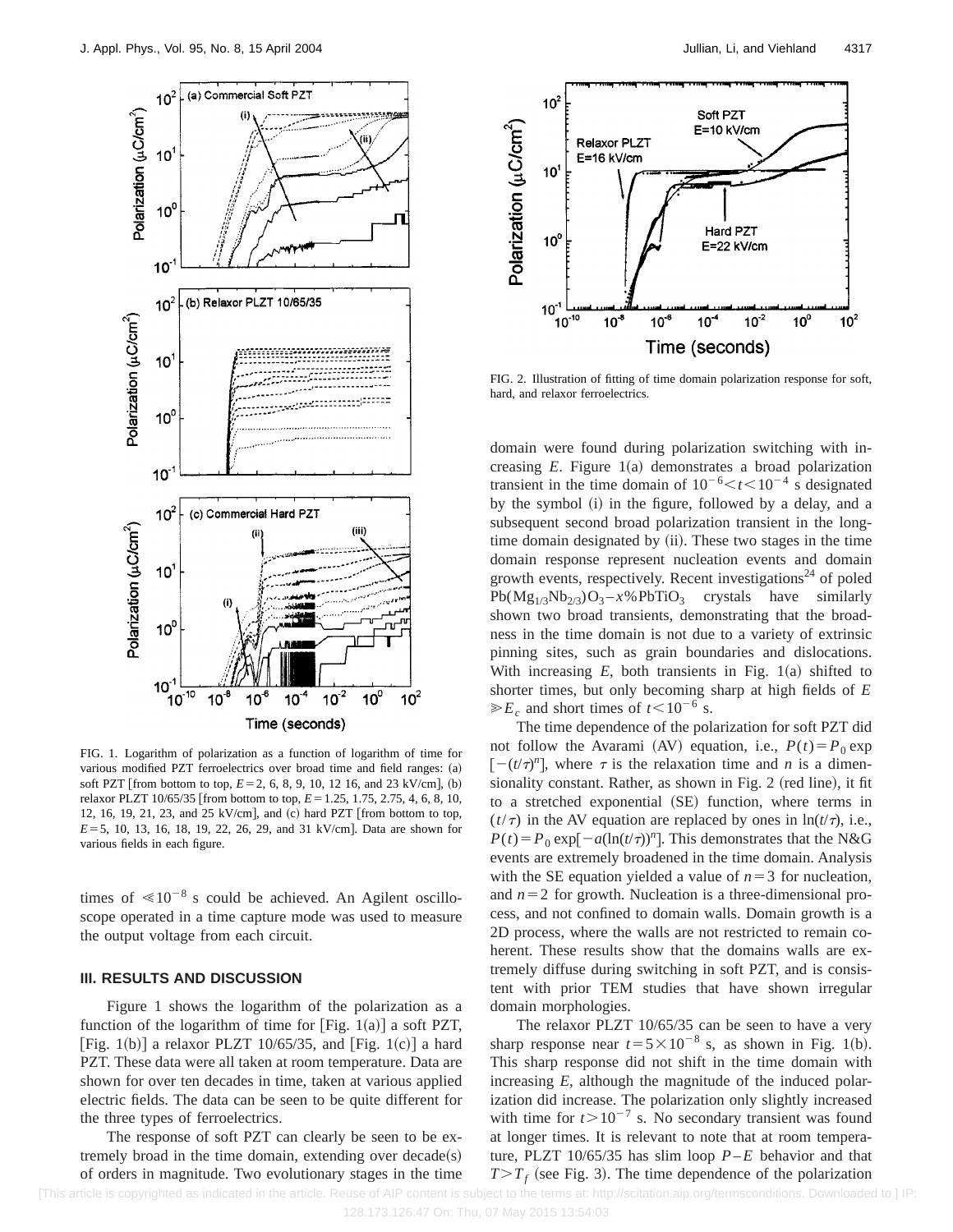FIG. 1. Logarithm of polarization as a function of logarithm of time for various modified PZT ferroelectrics over broad time and field ranges: (a) soft PZT [from bottom to top, $E=2$, 6, 8, 9, 10, 12 16, and 23 kV/cm], (b) relaxor PLZT 10/65/35 [from bottom to top, $E=1.25$, 1.75, 2.75, 4, 6, 8, 10, 12, 16, 19, 21, 23, and 25 kV/cm], and (c) hard PZT [from bottom to top, $E=5$, 10, 13, 16, 18, 19, 22, 26, 29, and 31 kV/cm]. Data are shown for various fields in each figure.

times of $\leqslant 10^{-8}$ s could be achieved. An Agilent oscilloscope operated in a time capture mode was used to measure the output voltage from each circuit.

### III. RESULTS AND DISCUSSION

Figure 1 shows the logarithm of the polarization as a function of the logarithm of time for [Fig. 1(a)] a soft PZT, [Fig. 1(b)] a relaxor PLZT 10/65/35, and [Fig. 1(c)] a hard PZT. These data were all taken at room temperature. Data are shown for over ten decades in time, taken at various applied electric fields. The data can be seen to be quite different for the three types of ferroelectrics.

The response of soft PZT can clearly be seen to be extremely broad in the time domain, extending over decade(s) of orders in magnitude. Two evolutionary stages in the time domain were found during polarization switching with increasing $E$. Figure 1(a) demonstrates a broad polarization transient in the time domain of $10^{-6}<t<10^{-4}$ s designated by the symbol (i) in the figure, followed by a delay, and a subsequent second broad polarization transient in the long-time domain designated by (ii). These two stages in the time domain response represent nucleation events and domain growth events, respectively. Recent investigations[24] of poled $Pb(Mg_{1/3}Nb_{2/3})O_3-x\%PbTiO_3$ crystals have similarly shown two broad transients, demonstrating that the broadness in the time domain is not due to a variety of extrinsic pinning sites, such as grain boundaries and dislocations. With increasing $E$, both transients in Fig. 1(a) shifted to shorter times, but only becoming sharp at high fields of $E \gg E_c$ and short times of $t<10^{-6}$ s.

The time dependence of the polarization for soft PZT did not follow the Avarami (AV) equation, i.e., $P(t)=P_0\exp[-(t/\tau)^n]$, where $\tau$ is the relaxation time and $n$ is a dimensionality constant. Rather, as shown in Fig. 2 (red line), it fit to a stretched exponential (SE) function, where terms in $(t/\tau)$ in the AV equation are replaced by ones in $\ln(t/\tau)$, i.e., $P(t)=P_0\exp[-a(\ln(t/\tau))^n]$. This demonstrates that the N&G events are extremely broadened in the time domain. Analysis with the SE equation yielded a value of $n=3$ for nucleation, and $n=2$ for growth. Nucleation is a three-dimensional process, and not confined to domain walls. Domain growth is a 2D process, where the walls are not restricted to remain coherent. These results show that the domains walls are extremely diffuse during switching in soft PZT, and is consistent with prior TEM studies that have shown irregular domain morphologies.

The relaxor PLZT 10/65/35 can be seen to have a very sharp response near $t=5\times10^{-8}$ s, as shown in Fig. 1(b). This sharp response did not shift in the time domain with increasing $E$, although the magnitude of the induced polarization did increase. The polarization only slightly increased with time for $t>10^{-7}$ s. No secondary transient was found at longer times. It is relevant to note that at room temperature, PLZT 10/65/35 has slim loop $P-E$ behavior and that $T>T_f$ (see Fig. 3). The time dependence of the polarization

FIG. 2. Illustration of fitting of time domain polarization response for soft, hard, and relaxor ferroelectrics.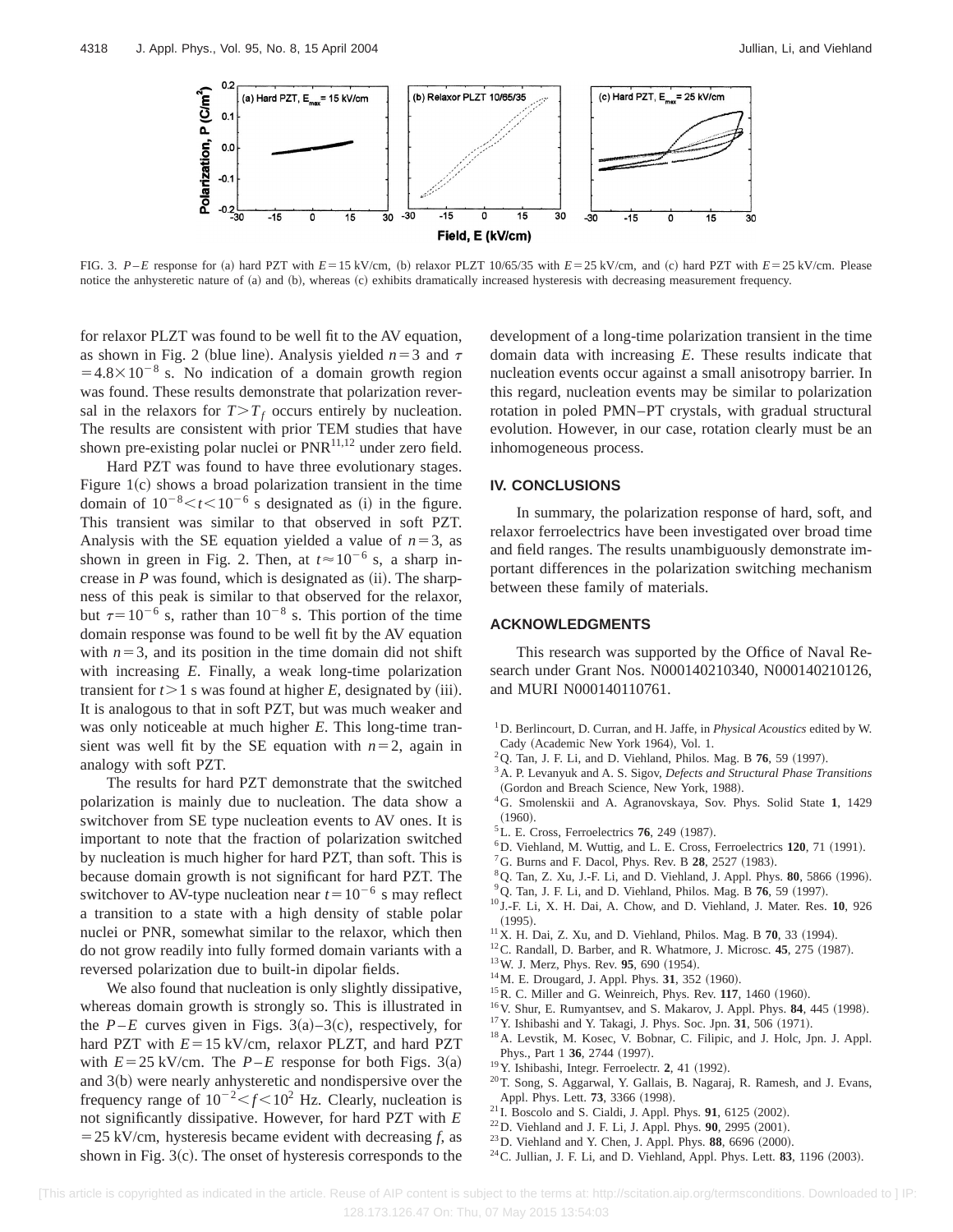(a) Hard PZT, $E_{max}$ = 15 kV/cm

(b) Relaxor PLZT 10/65/35

(c) Hard PZT, $E_{max}$ = 25 kV/cm

Polarization, P (C/m$^2$)

0.2
0.1
0.0
-0.1
-0.2

-30 -15 0 15 30

Field, E (kV/cm)

FIG. 3. $P$–$E$ response for (a) hard PZT with $E=15$ kV/cm, (b) relaxor PLZT 10/65/35 with $E=25$ kV/cm, and (c) hard PZT with $E=25$ kV/cm. Please notice the anhysteretic nature of (a) and (b), whereas (c) exhibits dramatically increased hysteresis with decreasing measurement frequency.

for relaxor PLZT was found to be well fit to the AV equation, as shown in Fig. 2 (blue line). Analysis yielded $n=3$ and $\tau=4.8\times10^{-8}$ s. No indication of a domain growth region was found. These results demonstrate that polarization reversal in the relaxors for $T>T_f$ occurs entirely by nucleation. The results are consistent with prior TEM studies that have shown pre-existing polar nuclei or PNR[11,12] under zero field.

Hard PZT was found to have three evolutionary stages. Figure 1(c) shows a broad polarization transient in the time domain of $10^{-8}<t<10^{-6}$ s designated as (i) in the figure. This transient was similar to that observed in soft PZT. Analysis with the SE equation yielded a value of $n=3$, as shown in green in Fig. 2. Then, at $t\approx10^{-6}$ s, a sharp increase in $P$ was found, which is designated as (ii). The sharpness of this peak is similar to that observed for the relaxor, but $\tau=10^{-6}$ s, rather than $10^{-8}$ s. This portion of the time domain response was found to be well fit by the AV equation with $n=3$, and its position in the time domain did not shift with increasing $E$. Finally, a weak long-time polarization transient for $t>1$ s was found at higher $E$, designated by (iii). It is analogous to that in soft PZT, but was much weaker and was only noticeable at much higher $E$. This long-time transient was well fit by the SE equation with $n=2$, again in analogy with soft PZT.

The results for hard PZT demonstrate that the switched polarization is mainly due to nucleation. The data show a switchover from SE type nucleation events to AV ones. It is important to note that the fraction of polarization switched by nucleation is much higher for hard PZT, than soft. This is because domain growth is not significant for hard PZT. The switchover to AV-type nucleation near $t=10^{-6}$ s may reflect a transition to a state with a high density of stable polar nuclei or PNR, somewhat similar to the relaxor, which then do not grow readily into fully formed domain variants with a reversed polarization due to built-in dipolar fields.

We also found that nucleation is only slightly dissipative, whereas domain growth is strongly so. This is illustrated in the $P$–$E$ curves given in Figs. 3(a)–3(c), respectively, for hard PZT with $E=15$ kV/cm, relaxor PLZT, and hard PZT with $E=25$ kV/cm. The $P$–$E$ response for both Figs. 3(a) and 3(b) were nearly anhysteretic and nondispersive over the frequency range of $10^{-2}<f<10^{2}$ Hz. Clearly, nucleation is not significantly dissipative. However, for hard PZT with $E=25$ kV/cm, hysteresis became evident with decreasing $f$, as shown in Fig. 3(c). The onset of hysteresis corresponds to the development of a long-time polarization transient in the time domain data with increasing $E$. These results indicate that nucleation events occur against a small anisotropy barrier. In this regard, nucleation events may be similar to polarization rotation in poled PMN–PT crystals, with gradual structural evolution. However, in our case, rotation clearly must be an inhomogeneous process.

## IV. CONCLUSIONS

In summary, the polarization response of hard, soft, and relaxor ferroelectrics have been investigated over broad time and field ranges. The results unambiguously demonstrate important differences in the polarization switching mechanism between these family of materials.

## ACKNOWLEDGMENTS

This research was supported by the Office of Naval Research under Grant Nos. N000140210340, N000140210126, and MURI N000140110761.

[1] D. Berlincourt, D. Curran, and H. Jaffe, in *Physical Acoustics* edited by W. Cady (Academic New York 1964), Vol. 1.
[2] Q. Tan, J. F. Li, and D. Viehland, Philos. Mag. B **76**, 59 (1997).
[3] A. P. Levanyuk and A. S. Sigov, *Defects and Structural Phase Transitions* (Gordon and Breach Science, New York, 1988).
[4] G. Smolenskii and A. Agranovskaya, Sov. Phys. Solid State **1**, 1429 (1960).
[5] L. E. Cross, Ferroelectrics **76**, 249 (1987).
[6] D. Viehland, M. Wuttig, and L. E. Cross, Ferroelectrics **120**, 71 (1991).
[7] G. Burns and F. Dacol, Phys. Rev. B **28**, 2527 (1983).
[8] Q. Tan, Z. Xu, J.-F. Li, and D. Viehland, J. Appl. Phys. **80**, 5866 (1996).
[9] Q. Tan, J. F. Li, and D. Viehland, Philos. Mag. B **76**, 59 (1997).
[10] J.-F. Li, X. H. Dai, A. Chow, and D. Viehland, J. Mater. Res. **10**, 926 (1995).
[11] X. H. Dai, Z. Xu, and D. Viehland, Philos. Mag. B **70**, 33 (1994).
[12] C. Randall, D. Barber, and R. Whatmore, J. Microsc. **45**, 275 (1987).
[13] W. J. Merz, Phys. Rev. **95**, 690 (1954).
[14] M. E. Drougard, J. Appl. Phys. **31**, 352 (1960).
[15] R. C. Miller and G. Weinreich, Phys. Rev. **117**, 1460 (1960).
[16] V. Shur, E. Rumyantsev, and S. Makarov, J. Appl. Phys. **84**, 445 (1998).
[17] Y. Ishibashi and Y. Takagi, J. Phys. Soc. Jpn. **31**, 506 (1971).
[18] A. Levstik, M. Kosec, V. Bobnar, C. Filipic, and J. Holc, Jpn. J. Appl. Phys., Part 1 **36**, 2744 (1997).
[19] Y. Ishibashi, Integr. Ferroelectr. **2**, 41 (1992).
[20] T. Song, S. Aggarwal, Y. Gallais, B. Nagaraj, R. Ramesh, and J. Evans, Appl. Phys. Lett. **73**, 3366 (1998).
[21] I. Boscolo and S. Cialdi, J. Appl. Phys. **91**, 6125 (2002).
[22] D. Viehland and J. F. Li, J. Appl. Phys. **90**, 2995 (2001).
[23] D. Viehland and Y. Chen, J. Appl. Phys. **88**, 6696 (2000).
[24] C. Jullian, J. F. Li, and D. Viehland, Appl. Phys. Lett. **83**, 1196 (2003).